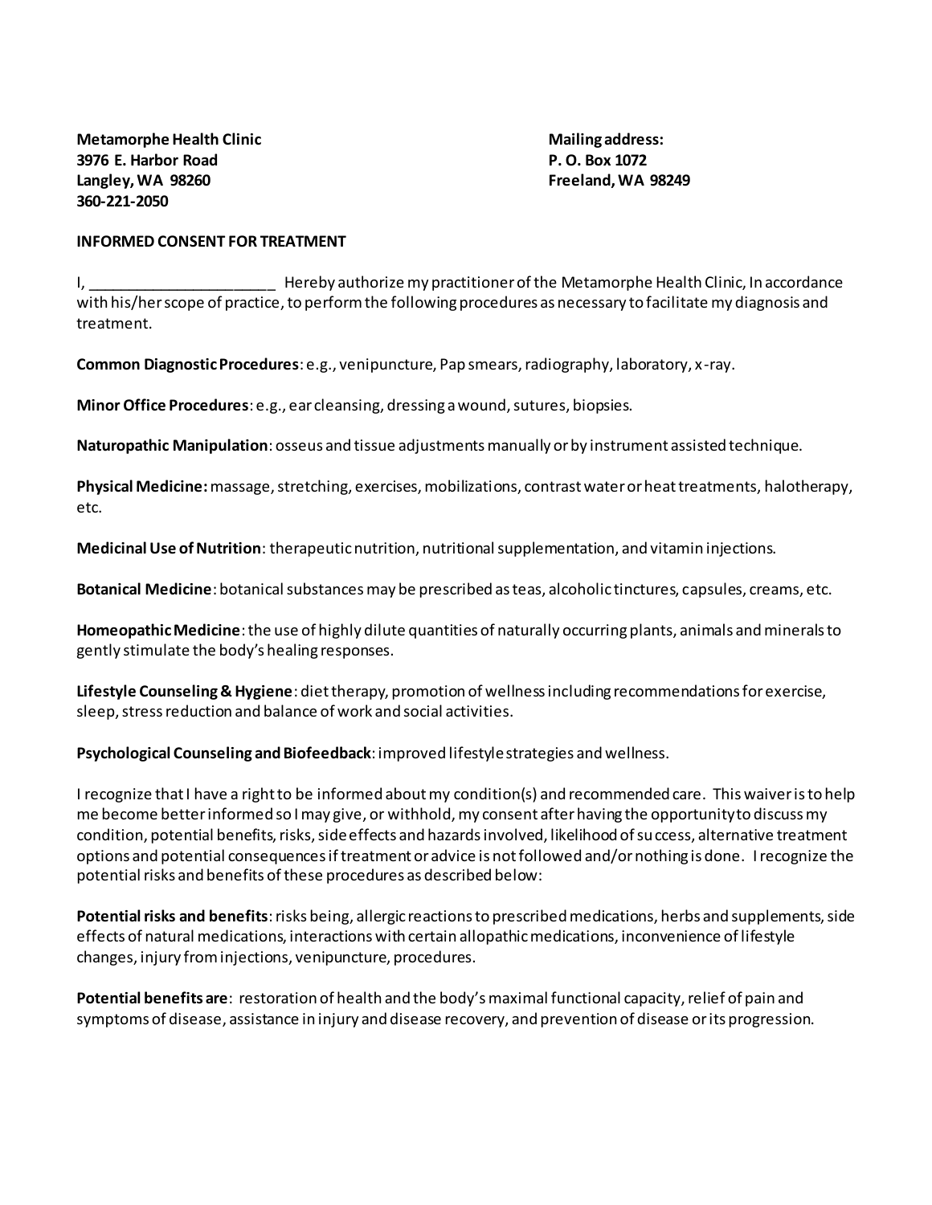**Metamorphe Health Clinic**
**3976 E. Harbor Road**
**Langley, WA 98260**
**360-221-2050**

**Mailing address:**
**P. O. Box 1072**
**Freeland, WA 98249**

**INFORMED CONSENT FOR TREATMENT**

I, ______________________ Hereby authorize my practitioner of the Metamorphe Health Clinic, In accordance with his/her scope of practice, to perform the following procedures as necessary to facilitate my diagnosis and treatment.

**Common Diagnostic Procedures**: e.g., venipuncture, Pap smears, radiography, laboratory, x-ray.

**Minor Office Procedures**: e.g., ear cleansing, dressing a wound, sutures, biopsies.

**Naturopathic Manipulation**: osseus and tissue adjustments manually or by instrument assisted technique.

**Physical Medicine:** massage, stretching, exercises, mobilizations, contrast water or heat treatments, halotherapy, etc.

**Medicinal Use of Nutrition**: therapeutic nutrition, nutritional supplementation, and vitamin injections.

**Botanical Medicine**: botanical substances may be prescribed as teas, alcoholic tinctures, capsules, creams, etc.

**Homeopathic Medicine**: the use of highly dilute quantities of naturally occurring plants, animals and minerals to gently stimulate the body's healing responses.

**Lifestyle Counseling & Hygiene**: diet therapy, promotion of wellness including recommendations for exercise, sleep, stress reduction and balance of work and social activities.

**Psychological Counseling and Biofeedback**: improved lifestyle strategies and wellness.

I recognize that I have a right to be informed about my condition(s) and recommended care. This waiver is to help me become better informed so I may give, or withhold, my consent after having the opportunity to discuss my condition, potential benefits, risks, side effects and hazards involved, likelihood of success, alternative treatment options and potential consequences if treatment or advice is not followed and/or nothing is done. I recognize the potential risks and benefits of these procedures as described below:

**Potential risks and benefits**: risks being, allergic reactions to prescribed medications, herbs and supplements, side effects of natural medications, interactions with certain allopathic medications, inconvenience of lifestyle changes, injury from injections, venipuncture, procedures.

**Potential benefits are**: restoration of health and the body's maximal functional capacity, relief of pain and symptoms of disease, assistance in injury and disease recovery, and prevention of disease or its progression.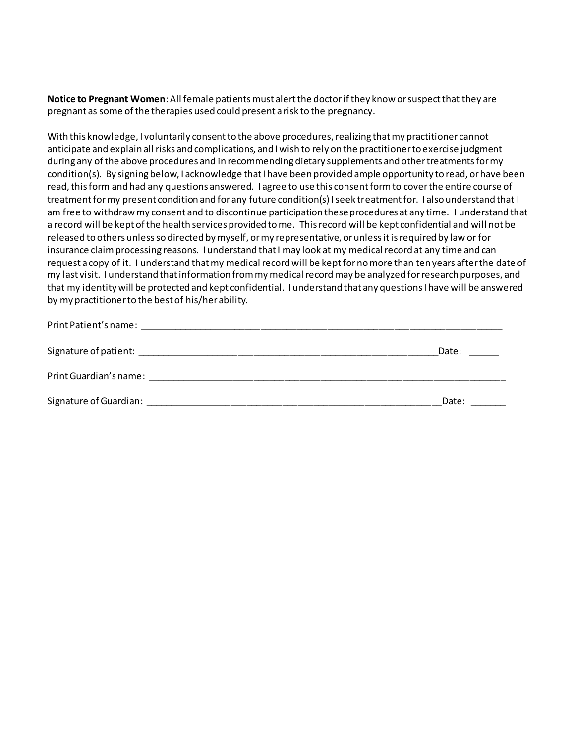**Notice to Pregnant Women**: All female patients must alert the doctor if they know or suspect that they are pregnant as some of the therapies used could present a risk to the pregnancy.

With this knowledge, I voluntarily consent to the above procedures, realizing that my practitioner cannot anticipate and explain all risks and complications, and I wish to rely on the practitioner to exercise judgment during any of the above procedures and in recommending dietary supplements and other treatments for my condition(s). By signing below, I acknowledge that I have been provided ample opportunity to read, or have been read, this form and had any questions answered. I agree to use this consent form to cover the entire course of treatment for my present condition and for any future condition(s) I seek treatment for. I also understand that I am free to withdraw my consent and to discontinue participation these procedures at any time. I understand that a record will be kept of the health services provided to me. This record will be kept confidential and will not be released to others unless so directed by myself, or my representative, or unless it is required by law or for insurance claim processing reasons. I understand that I may look at my medical record at any time and can request a copy of it. I understand that my medical record will be kept for no more than ten years after the date of my last visit. I understand that information from my medical record may be analyzed for research purposes, and that my identity will be protected and kept confidential. I understand that any questions I have will be answered by my practitioner to the best of his/her ability.

Print Patient's name: ___________________________________________________________________________

Signature of patient: ______________________________________________________________Date: ______

Print Guardian's name: ________________________________________________________________________

Signature of Guardian: ____________________________________________________________Date: _______